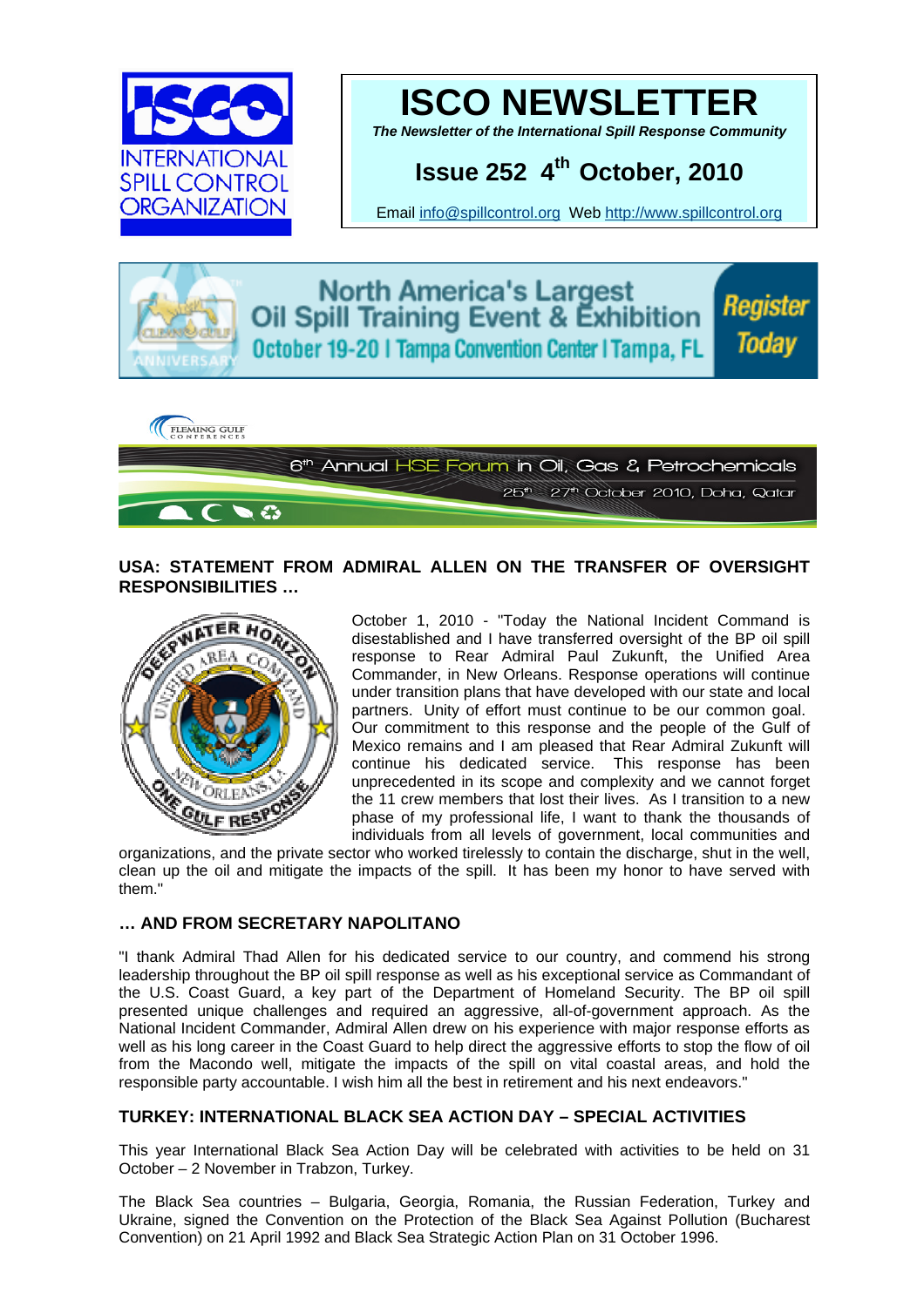# ISCO NEWSLETTER

*The Newsletter of the International Spill Response Community*

## Issue 252 4th October, 2010

Email info@spillcontrol.org Web http://www.spillcontrol.org

North America's Largest Oil Spill Training Event & Exhibition
October 19-20 | Tampa Convention Center | Tampa, FL
Register Today

6th Annual HSE Forum in Oil, Gas & Petrochemicals
25th – 27th October 2010, Doha, Qatar

### USA: STATEMENT FROM ADMIRAL ALLEN ON THE TRANSFER OF OVERSIGHT RESPONSIBILITIES …

October 1, 2010 - "Today the National Incident Command is disestablished and I have transferred oversight of the BP oil spill response to Rear Admiral Paul Zukunft, the Unified Area Commander, in New Orleans. Response operations will continue under transition plans that have developed with our state and local partners. Unity of effort must continue to be our common goal. Our commitment to this response and the people of the Gulf of Mexico remains and I am pleased that Rear Admiral Zukunft will continue his dedicated service. This response has been unprecedented in its scope and complexity and we cannot forget the 11 crew members that lost their lives. As I transition to a new phase of my professional life, I want to thank the thousands of individuals from all levels of government, local communities and organizations, and the private sector who worked tirelessly to contain the discharge, shut in the well, clean up the oil and mitigate the impacts of the spill. It has been my honor to have served with them."

### … AND FROM SECRETARY NAPOLITANO

"I thank Admiral Thad Allen for his dedicated service to our country, and commend his strong leadership throughout the BP oil spill response as well as his exceptional service as Commandant of the U.S. Coast Guard, a key part of the Department of Homeland Security. The BP oil spill presented unique challenges and required an aggressive, all-of-government approach. As the National Incident Commander, Admiral Allen drew on his experience with major response efforts as well as his long career in the Coast Guard to help direct the aggressive efforts to stop the flow of oil from the Macondo well, mitigate the impacts of the spill on vital coastal areas, and hold the responsible party accountable. I wish him all the best in retirement and his next endeavors."

### TURKEY: INTERNATIONAL BLACK SEA ACTION DAY – SPECIAL ACTIVITIES

This year International Black Sea Action Day will be celebrated with activities to be held on 31 October – 2 November in Trabzon, Turkey.

The Black Sea countries – Bulgaria, Georgia, Romania, the Russian Federation, Turkey and Ukraine, signed the Convention on the Protection of the Black Sea Against Pollution (Bucharest Convention) on 21 April 1992 and Black Sea Strategic Action Plan on 31 October 1996.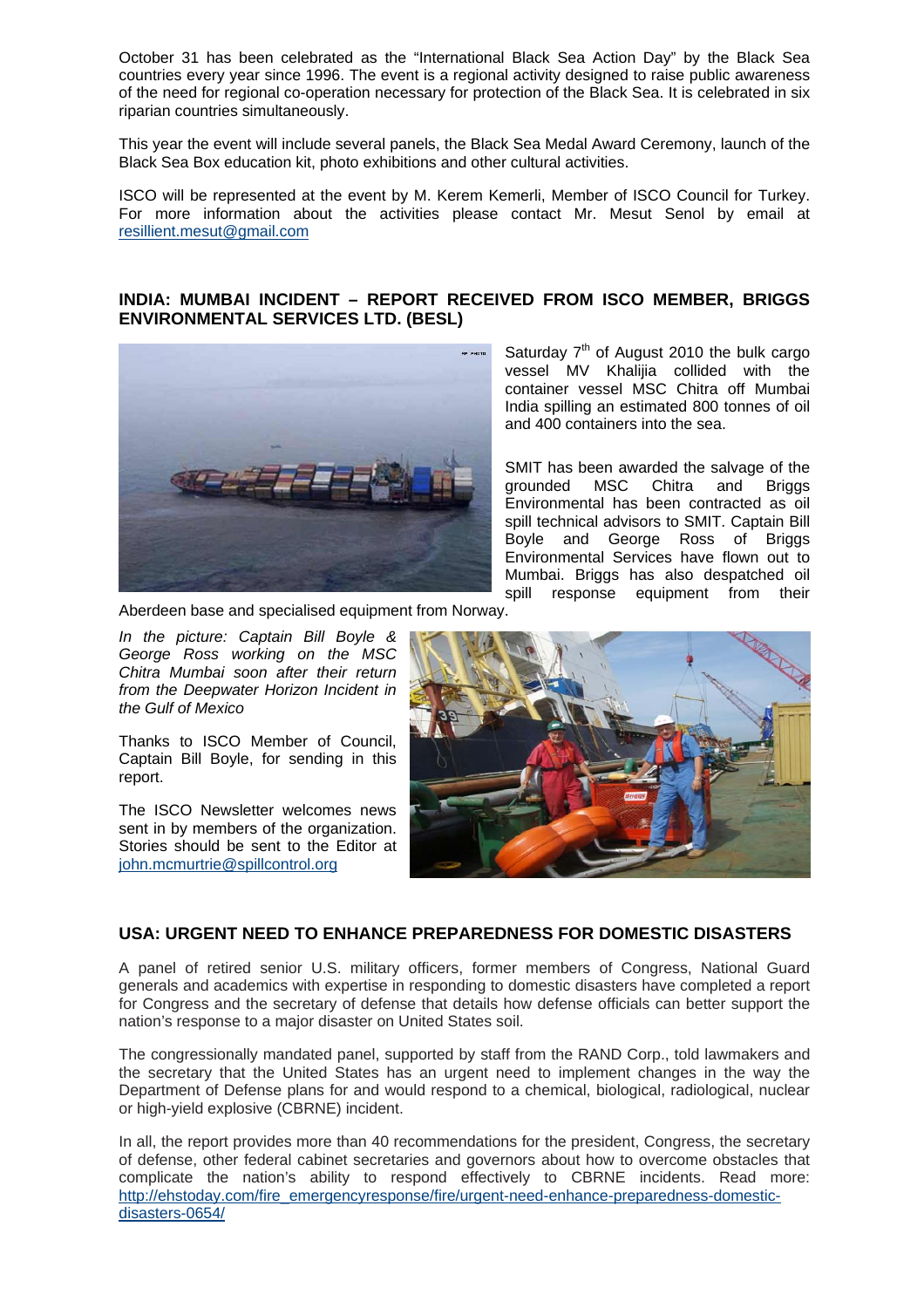October 31 has been celebrated as the "International Black Sea Action Day" by the Black Sea countries every year since 1996. The event is a regional activity designed to raise public awareness of the need for regional co-operation necessary for protection of the Black Sea. It is celebrated in six riparian countries simultaneously.

This year the event will include several panels, the Black Sea Medal Award Ceremony, launch of the Black Sea Box education kit, photo exhibitions and other cultural activities.

ISCO will be represented at the event by M. Kerem Kemerli, Member of ISCO Council for Turkey. For more information about the activities please contact Mr. Mesut Senol by email at resillient.mesut@gmail.com

## INDIA: MUMBAI INCIDENT – REPORT RECEIVED FROM ISCO MEMBER, BRIGGS ENVIRONMENTAL SERVICES LTD. (BESL)

Saturday 7th of August 2010 the bulk cargo vessel MV Khalijia collided with the container vessel MSC Chitra off Mumbai India spilling an estimated 800 tonnes of oil and 400 containers into the sea.

SMIT has been awarded the salvage of the grounded MSC Chitra and Briggs Environmental has been contracted as oil spill technical advisors to SMIT. Captain Bill Boyle and George Ross of Briggs Environmental Services have flown out to Mumbai. Briggs has also despatched oil spill response equipment from their Aberdeen base and specialised equipment from Norway.

*In the picture: Captain Bill Boyle & George Ross working on the MSC Chitra Mumbai soon after their return from the Deepwater Horizon Incident in the Gulf of Mexico*

Thanks to ISCO Member of Council, Captain Bill Boyle, for sending in this report.

The ISCO Newsletter welcomes news sent in by members of the organization. Stories should be sent to the Editor at john.mcmurtrie@spillcontrol.org

## USA: URGENT NEED TO ENHANCE PREPAREDNESS FOR DOMESTIC DISASTERS

A panel of retired senior U.S. military officers, former members of Congress, National Guard generals and academics with expertise in responding to domestic disasters have completed a report for Congress and the secretary of defense that details how defense officials can better support the nation's response to a major disaster on United States soil.

The congressionally mandated panel, supported by staff from the RAND Corp., told lawmakers and the secretary that the United States has an urgent need to implement changes in the way the Department of Defense plans for and would respond to a chemical, biological, radiological, nuclear or high-yield explosive (CBRNE) incident.

In all, the report provides more than 40 recommendations for the president, Congress, the secretary of defense, other federal cabinet secretaries and governors about how to overcome obstacles that complicate the nation's ability to respond effectively to CBRNE incidents. Read more: http://ehstoday.com/fire_emergencyresponse/fire/urgent-need-enhance-preparedness-domestic-disasters-0654/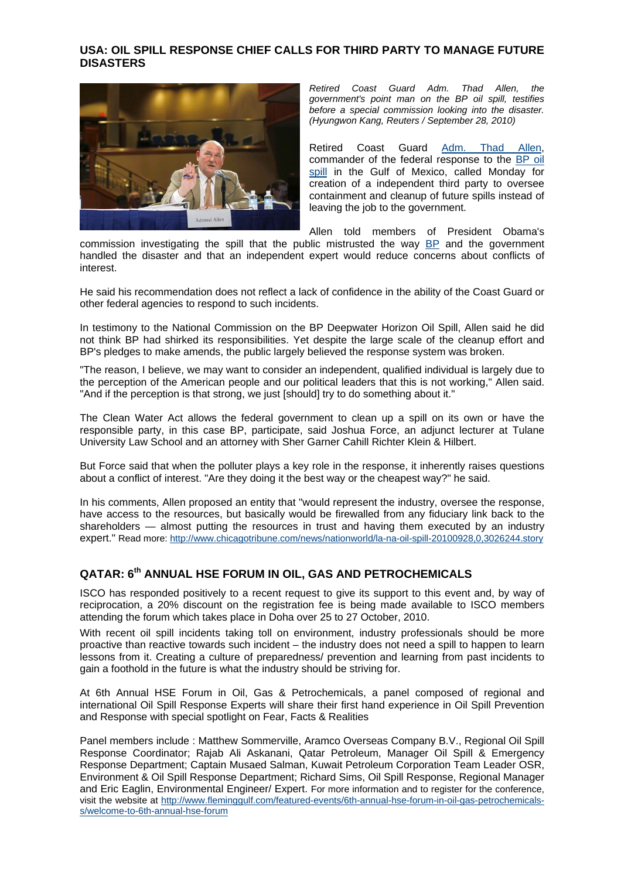## USA: OIL SPILL RESPONSE CHIEF CALLS FOR THIRD PARTY TO MANAGE FUTURE DISASTERS

*Retired Coast Guard Adm. Thad Allen, the government's point man on the BP oil spill, testifies before a special commission looking into the disaster. (Hyungwon Kang, Reuters / September 28, 2010)*

Retired Coast Guard Adm. Thad Allen, commander of the federal response to the BP oil spill in the Gulf of Mexico, called Monday for creation of a independent third party to oversee containment and cleanup of future spills instead of leaving the job to the government.

Allen told members of President Obama's commission investigating the spill that the public mistrusted the way BP and the government handled the disaster and that an independent expert would reduce concerns about conflicts of interest.

He said his recommendation does not reflect a lack of confidence in the ability of the Coast Guard or other federal agencies to respond to such incidents.

In testimony to the National Commission on the BP Deepwater Horizon Oil Spill, Allen said he did not think BP had shirked its responsibilities. Yet despite the large scale of the cleanup effort and BP's pledges to make amends, the public largely believed the response system was broken.

"The reason, I believe, we may want to consider an independent, qualified individual is largely due to the perception of the American people and our political leaders that this is not working," Allen said. "And if the perception is that strong, we just [should] try to do something about it."

The Clean Water Act allows the federal government to clean up a spill on its own or have the responsible party, in this case BP, participate, said Joshua Force, an adjunct lecturer at Tulane University Law School and an attorney with Sher Garner Cahill Richter Klein & Hilbert.

But Force said that when the polluter plays a key role in the response, it inherently raises questions about a conflict of interest. "Are they doing it the best way or the cheapest way?" he said.

In his comments, Allen proposed an entity that "would represent the industry, oversee the response, have access to the resources, but basically would be firewalled from any fiduciary link back to the shareholders — almost putting the resources in trust and having them executed by an industry expert." Read more: http://www.chicagotribune.com/news/nationworld/la-na-oil-spill-20100928,0,3026244.story

## QATAR: 6th ANNUAL HSE FORUM IN OIL, GAS AND PETROCHEMICALS

ISCO has responded positively to a recent request to give its support to this event and, by way of reciprocation, a 20% discount on the registration fee is being made available to ISCO members attending the forum which takes place in Doha over 25 to 27 October, 2010.

With recent oil spill incidents taking toll on environment, industry professionals should be more proactive than reactive towards such incident – the industry does not need a spill to happen to learn lessons from it. Creating a culture of preparedness/ prevention and learning from past incidents to gain a foothold in the future is what the industry should be striving for.

At 6th Annual HSE Forum in Oil, Gas & Petrochemicals, a panel composed of regional and international Oil Spill Response Experts will share their first hand experience in Oil Spill Prevention and Response with special spotlight on Fear, Facts & Realities

Panel members include : Matthew Sommerville, Aramco Overseas Company B.V., Regional Oil Spill Response Coordinator; Rajab Ali Askanani, Qatar Petroleum, Manager Oil Spill & Emergency Response Department; Captain Musaed Salman, Kuwait Petroleum Corporation Team Leader OSR, Environment & Oil Spill Response Department; Richard Sims, Oil Spill Response, Regional Manager and Eric Eaglin, Environmental Engineer/ Expert. For more information and to register for the conference, visit the website at http://www.flemingulf.com/featured-events/6th-annual-hse-forum-in-oil-gas-petrochemicals-s/welcome-to-6th-annual-hse-forum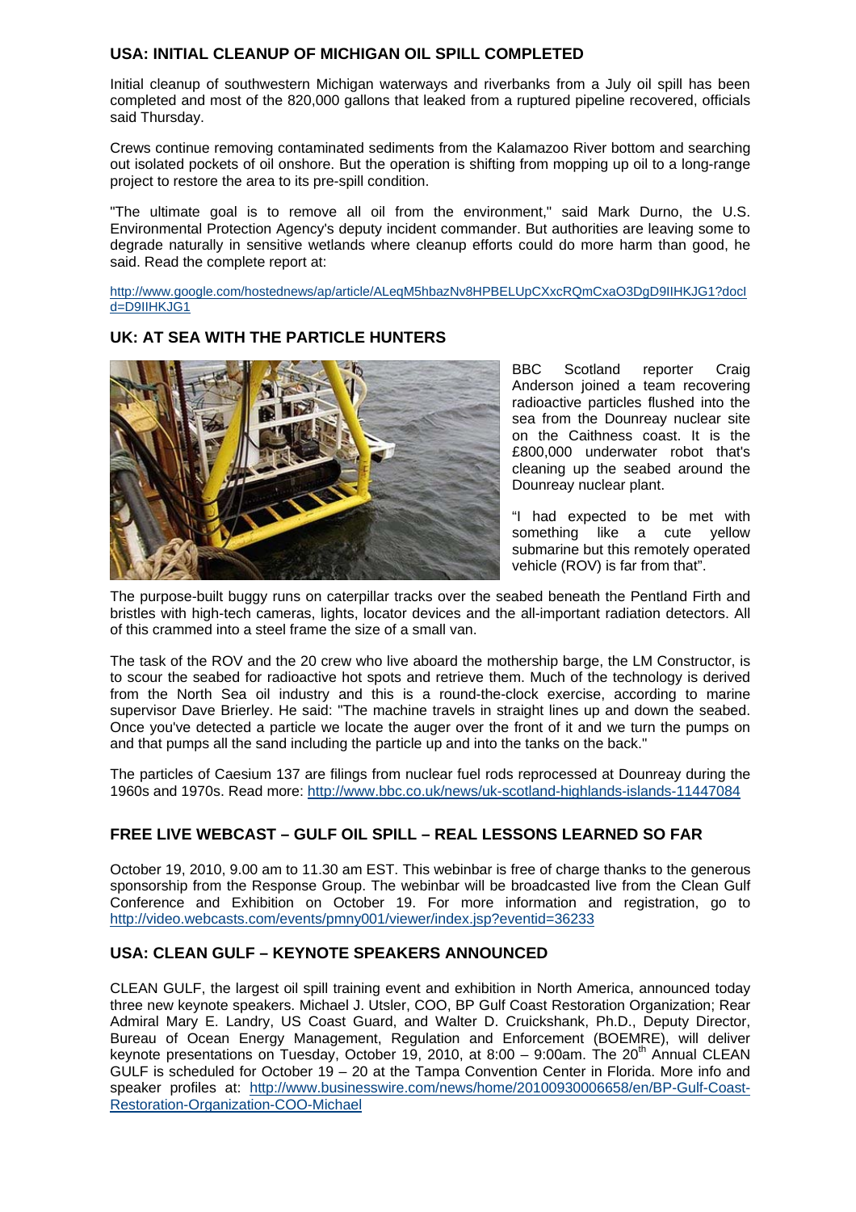## USA: INITIAL CLEANUP OF MICHIGAN OIL SPILL COMPLETED

Initial cleanup of southwestern Michigan waterways and riverbanks from a July oil spill has been completed and most of the 820,000 gallons that leaked from a ruptured pipeline recovered, officials said Thursday.

Crews continue removing contaminated sediments from the Kalamazoo River bottom and searching out isolated pockets of oil onshore. But the operation is shifting from mopping up oil to a long-range project to restore the area to its pre-spill condition.

"The ultimate goal is to remove all oil from the environment," said Mark Durno, the U.S. Environmental Protection Agency's deputy incident commander. But authorities are leaving some to degrade naturally in sensitive wetlands where cleanup efforts could do more harm than good, he said. Read the complete report at:

http://www.google.com/hostednews/ap/article/ALeqM5hbazNv8HPBELUpCXxcRQmCxaO3DgD9IIHKJG1?docId=D9IIHKJG1

## UK: AT SEA WITH THE PARTICLE HUNTERS

BBC Scotland reporter Craig Anderson joined a team recovering radioactive particles flushed into the sea from the Dounreay nuclear site on the Caithness coast. It is the £800,000 underwater robot that's cleaning up the seabed around the Dounreay nuclear plant.

"I had expected to be met with something like a cute yellow submarine but this remotely operated vehicle (ROV) is far from that".

The purpose-built buggy runs on caterpillar tracks over the seabed beneath the Pentland Firth and bristles with high-tech cameras, lights, locator devices and the all-important radiation detectors. All of this crammed into a steel frame the size of a small van.

The task of the ROV and the 20 crew who live aboard the mothership barge, the LM Constructor, is to scour the seabed for radioactive hot spots and retrieve them. Much of the technology is derived from the North Sea oil industry and this is a round-the-clock exercise, according to marine supervisor Dave Brierley. He said: "The machine travels in straight lines up and down the seabed. Once you've detected a particle we locate the auger over the front of it and we turn the pumps on and that pumps all the sand including the particle up and into the tanks on the back."

The particles of Caesium 137 are filings from nuclear fuel rods reprocessed at Dounreay during the 1960s and 1970s. Read more: http://www.bbc.co.uk/news/uk-scotland-highlands-islands-11447084

## FREE LIVE WEBCAST – GULF OIL SPILL – REAL LESSONS LEARNED SO FAR

October 19, 2010, 9.00 am to 11.30 am EST. This webinbar is free of charge thanks to the generous sponsorship from the Response Group. The webinbar will be broadcasted live from the Clean Gulf Conference and Exhibition on October 19. For more information and registration, go to http://video.webcasts.com/events/pmny001/viewer/index.jsp?eventid=36233

## USA: CLEAN GULF – KEYNOTE SPEAKERS ANNOUNCED

CLEAN GULF, the largest oil spill training event and exhibition in North America, announced today three new keynote speakers. Michael J. Utsler, COO, BP Gulf Coast Restoration Organization; Rear Admiral Mary E. Landry, US Coast Guard, and Walter D. Cruickshank, Ph.D., Deputy Director, Bureau of Ocean Energy Management, Regulation and Enforcement (BOEMRE), will deliver keynote presentations on Tuesday, October 19, 2010, at 8:00 – 9:00am. The 20th Annual CLEAN GULF is scheduled for October 19 – 20 at the Tampa Convention Center in Florida. More info and speaker profiles at: http://www.businesswire.com/news/home/20100930006658/en/BP-Gulf-Coast-Restoration-Organization-COO-Michael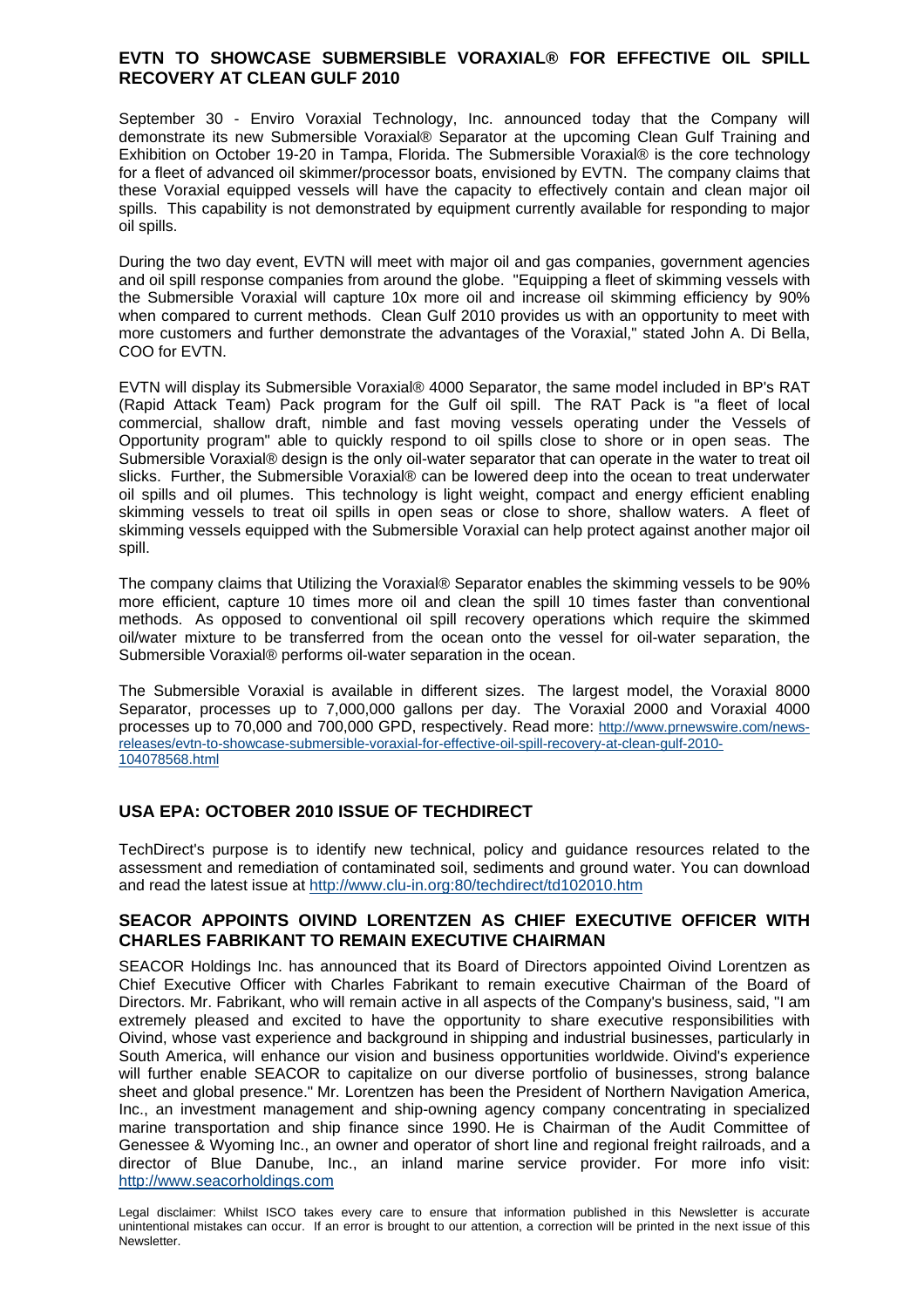## EVTN TO SHOWCASE SUBMERSIBLE VORAXIAL® FOR EFFECTIVE OIL SPILL RECOVERY AT CLEAN GULF 2010

September 30 - Enviro Voraxial Technology, Inc. announced today that the Company will demonstrate its new Submersible Voraxial® Separator at the upcoming Clean Gulf Training and Exhibition on October 19-20 in Tampa, Florida. The Submersible Voraxial® is the core technology for a fleet of advanced oil skimmer/processor boats, envisioned by EVTN. The company claims that these Voraxial equipped vessels will have the capacity to effectively contain and clean major oil spills. This capability is not demonstrated by equipment currently available for responding to major oil spills.

During the two day event, EVTN will meet with major oil and gas companies, government agencies and oil spill response companies from around the globe. "Equipping a fleet of skimming vessels with the Submersible Voraxial will capture 10x more oil and increase oil skimming efficiency by 90% when compared to current methods. Clean Gulf 2010 provides us with an opportunity to meet with more customers and further demonstrate the advantages of the Voraxial," stated John A. Di Bella, COO for EVTN.

EVTN will display its Submersible Voraxial® 4000 Separator, the same model included in BP's RAT (Rapid Attack Team) Pack program for the Gulf oil spill. The RAT Pack is "a fleet of local commercial, shallow draft, nimble and fast moving vessels operating under the Vessels of Opportunity program" able to quickly respond to oil spills close to shore or in open seas. The Submersible Voraxial® design is the only oil-water separator that can operate in the water to treat oil slicks. Further, the Submersible Voraxial® can be lowered deep into the ocean to treat underwater oil spills and oil plumes. This technology is light weight, compact and energy efficient enabling skimming vessels to treat oil spills in open seas or close to shore, shallow waters. A fleet of skimming vessels equipped with the Submersible Voraxial can help protect against another major oil spill.

The company claims that Utilizing the Voraxial® Separator enables the skimming vessels to be 90% more efficient, capture 10 times more oil and clean the spill 10 times faster than conventional methods. As opposed to conventional oil spill recovery operations which require the skimmed oil/water mixture to be transferred from the ocean onto the vessel for oil-water separation, the Submersible Voraxial® performs oil-water separation in the ocean.

The Submersible Voraxial is available in different sizes. The largest model, the Voraxial 8000 Separator, processes up to 7,000,000 gallons per day. The Voraxial 2000 and Voraxial 4000 processes up to 70,000 and 700,000 GPD, respectively. Read more: http://www.prnewswire.com/news-releases/evtn-to-showcase-submersible-voraxial-for-effective-oil-spill-recovery-at-clean-gulf-2010-104078568.html

## USA EPA: OCTOBER 2010 ISSUE OF TECHDIRECT

TechDirect's purpose is to identify new technical, policy and guidance resources related to the assessment and remediation of contaminated soil, sediments and ground water. You can download and read the latest issue at http://www.clu-in.org:80/techdirect/td102010.htm

## SEACOR APPOINTS OIVIND LORENTZEN AS CHIEF EXECUTIVE OFFICER WITH CHARLES FABRIKANT TO REMAIN EXECUTIVE CHAIRMAN

SEACOR Holdings Inc. has announced that its Board of Directors appointed Oivind Lorentzen as Chief Executive Officer with Charles Fabrikant to remain executive Chairman of the Board of Directors. Mr. Fabrikant, who will remain active in all aspects of the Company's business, said, "I am extremely pleased and excited to have the opportunity to share executive responsibilities with Oivind, whose vast experience and background in shipping and industrial businesses, particularly in South America, will enhance our vision and business opportunities worldwide. Oivind's experience will further enable SEACOR to capitalize on our diverse portfolio of businesses, strong balance sheet and global presence." Mr. Lorentzen has been the President of Northern Navigation America, Inc., an investment management and ship-owning agency company concentrating in specialized marine transportation and ship finance since 1990. He is Chairman of the Audit Committee of Genessee & Wyoming Inc., an owner and operator of short line and regional freight railroads, and a director of Blue Danube, Inc., an inland marine service provider. For more info visit: http://www.seacorholdings.com

Legal disclaimer: Whilst ISCO takes every care to ensure that information published in this Newsletter is accurate unintentional mistakes can occur. If an error is brought to our attention, a correction will be printed in the next issue of this Newsletter.